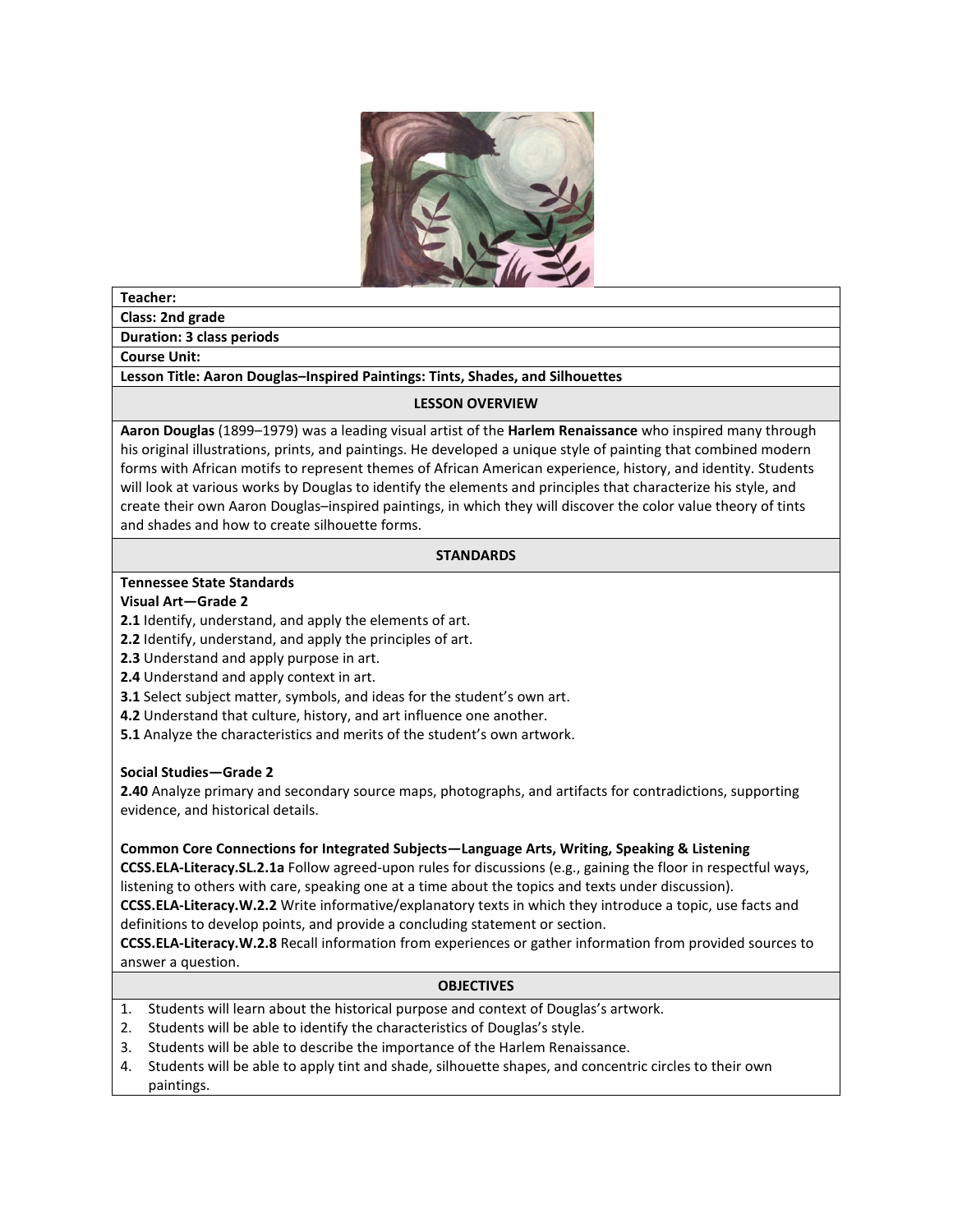**Teacher:**

**Class: 2nd grade**

**Duration: 3 class periods**

**Course Unit:**

**Lesson Title: Aaron Douglas–Inspired Paintings: Tints, Shades, and Silhouettes**

## LESSON OVERVIEW

**Aaron Douglas** (1899–1979) was a leading visual artist of the **Harlem Renaissance** who inspired many through his original illustrations, prints, and paintings. He developed a unique style of painting that combined modern forms with African motifs to represent themes of African American experience, history, and identity. Students will look at various works by Douglas to identify the elements and principles that characterize his style, and create their own Aaron Douglas–inspired paintings, in which they will discover the color value theory of tints and shades and how to create silhouette forms.

## STANDARDS

**Tennessee State Standards**

**Visual Art—Grade 2**

**2.1** Identify, understand, and apply the elements of art.
**2.2** Identify, understand, and apply the principles of art.
**2.3** Understand and apply purpose in art.
**2.4** Understand and apply context in art.
**3.1** Select subject matter, symbols, and ideas for the student's own art.
**4.2** Understand that culture, history, and art influence one another.
**5.1** Analyze the characteristics and merits of the student's own artwork.

**Social Studies—Grade 2**

**2.40** Analyze primary and secondary source maps, photographs, and artifacts for contradictions, supporting evidence, and historical details.

**Common Core Connections for Integrated Subjects—Language Arts, Writing, Speaking & Listening**

**CCSS.ELA-Literacy.SL.2.1a** Follow agreed-upon rules for discussions (e.g., gaining the floor in respectful ways, listening to others with care, speaking one at a time about the topics and texts under discussion).
**CCSS.ELA-Literacy.W.2.2** Write informative/explanatory texts in which they introduce a topic, use facts and definitions to develop points, and provide a concluding statement or section.
**CCSS.ELA-Literacy.W.2.8** Recall information from experiences or gather information from provided sources to answer a question.

## OBJECTIVES

1. Students will learn about the historical purpose and context of Douglas's artwork.
2. Students will be able to identify the characteristics of Douglas's style.
3. Students will be able to describe the importance of the Harlem Renaissance.
4. Students will be able to apply tint and shade, silhouette shapes, and concentric circles to their own paintings.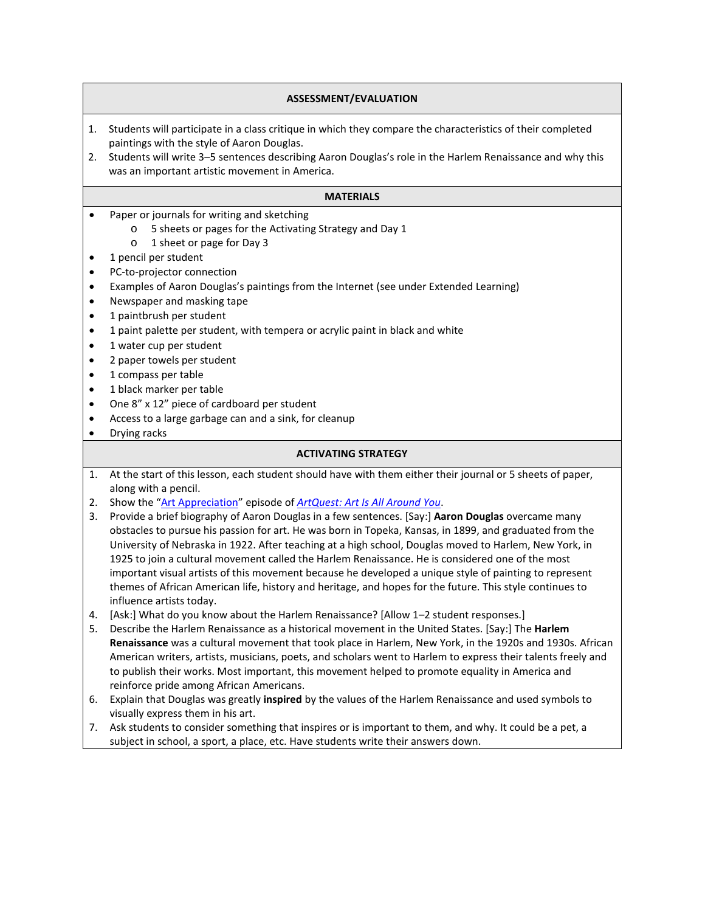## ASSESSMENT/EVALUATION

1. Students will participate in a class critique in which they compare the characteristics of their completed paintings with the style of Aaron Douglas.
2. Students will write 3–5 sentences describing Aaron Douglas's role in the Harlem Renaissance and why this was an important artistic movement in America.

## MATERIALS

- Paper or journals for writing and sketching
  - 5 sheets or pages for the Activating Strategy and Day 1
  - 1 sheet or page for Day 3
- 1 pencil per student
- PC-to-projector connection
- Examples of Aaron Douglas's paintings from the Internet (see under Extended Learning)
- Newspaper and masking tape
- 1 paintbrush per student
- 1 paint palette per student, with tempera or acrylic paint in black and white
- 1 water cup per student
- 2 paper towels per student
- 1 compass per table
- 1 black marker per table
- One 8" x 12" piece of cardboard per student
- Access to a large garbage can and a sink, for cleanup
- Drying racks

## ACTIVATING STRATEGY

1. At the start of this lesson, each student should have with them either their journal or 5 sheets of paper, along with a pencil.
2. Show the "Art Appreciation" episode of *ArtQuest: Art Is All Around You*.
3. Provide a brief biography of Aaron Douglas in a few sentences. [Say:] **Aaron Douglas** overcame many obstacles to pursue his passion for art. He was born in Topeka, Kansas, in 1899, and graduated from the University of Nebraska in 1922. After teaching at a high school, Douglas moved to Harlem, New York, in 1925 to join a cultural movement called the Harlem Renaissance. He is considered one of the most important visual artists of this movement because he developed a unique style of painting to represent themes of African American life, history and heritage, and hopes for the future. This style continues to influence artists today.
4. [Ask:] What do you know about the Harlem Renaissance? [Allow 1–2 student responses.]
5. Describe the Harlem Renaissance as a historical movement in the United States. [Say:] The **Harlem Renaissance** was a cultural movement that took place in Harlem, New York, in the 1920s and 1930s. African American writers, artists, musicians, poets, and scholars went to Harlem to express their talents freely and to publish their works. Most important, this movement helped to promote equality in America and reinforce pride among African Americans.
6. Explain that Douglas was greatly **inspired** by the values of the Harlem Renaissance and used symbols to visually express them in his art.
7. Ask students to consider something that inspires or is important to them, and why. It could be a pet, a subject in school, a sport, a place, etc. Have students write their answers down.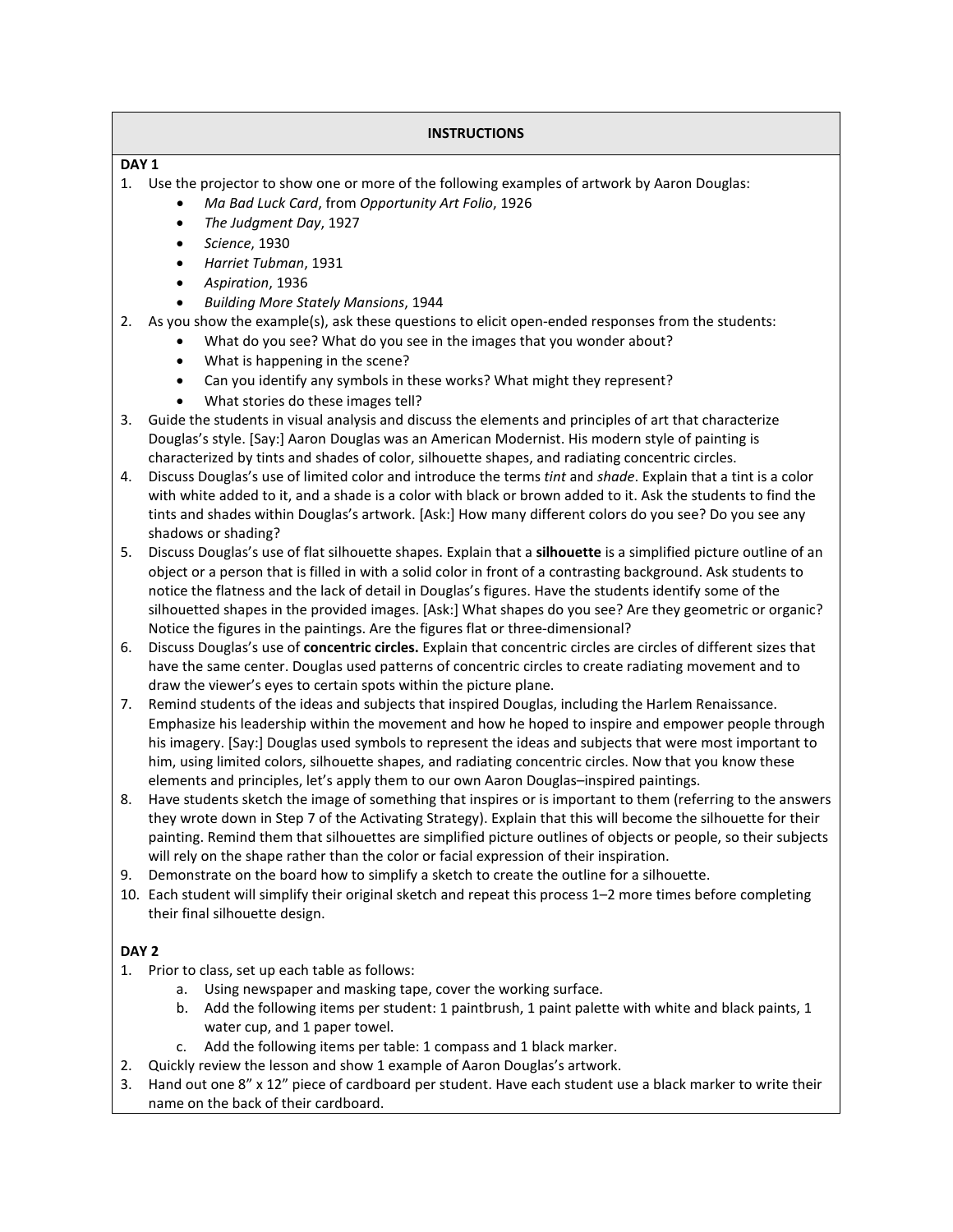## INSTRUCTIONS

### DAY 1

1. Use the projector to show one or more of the following examples of artwork by Aaron Douglas:
   - *Ma Bad Luck Card*, from *Opportunity Art Folio*, 1926
   - *The Judgment Day*, 1927
   - *Science*, 1930
   - *Harriet Tubman*, 1931
   - *Aspiration*, 1936
   - *Building More Stately Mansions*, 1944
2. As you show the example(s), ask these questions to elicit open-ended responses from the students:
   - What do you see? What do you see in the images that you wonder about?
   - What is happening in the scene?
   - Can you identify any symbols in these works? What might they represent?
   - What stories do these images tell?
3. Guide the students in visual analysis and discuss the elements and principles of art that characterize Douglas's style. [Say:] Aaron Douglas was an American Modernist. His modern style of painting is characterized by tints and shades of color, silhouette shapes, and radiating concentric circles.
4. Discuss Douglas's use of limited color and introduce the terms *tint* and *shade*. Explain that a tint is a color with white added to it, and a shade is a color with black or brown added to it. Ask the students to find the tints and shades within Douglas's artwork. [Ask:] How many different colors do you see? Do you see any shadows or shading?
5. Discuss Douglas's use of flat silhouette shapes. Explain that a **silhouette** is a simplified picture outline of an object or a person that is filled in with a solid color in front of a contrasting background. Ask students to notice the flatness and the lack of detail in Douglas's figures. Have the students identify some of the silhouetted shapes in the provided images. [Ask:] What shapes do you see? Are they geometric or organic? Notice the figures in the paintings. Are the figures flat or three-dimensional?
6. Discuss Douglas's use of **concentric circles.** Explain that concentric circles are circles of different sizes that have the same center. Douglas used patterns of concentric circles to create radiating movement and to draw the viewer's eyes to certain spots within the picture plane.
7. Remind students of the ideas and subjects that inspired Douglas, including the Harlem Renaissance. Emphasize his leadership within the movement and how he hoped to inspire and empower people through his imagery. [Say:] Douglas used symbols to represent the ideas and subjects that were most important to him, using limited colors, silhouette shapes, and radiating concentric circles. Now that you know these elements and principles, let's apply them to our own Aaron Douglas–inspired paintings.
8. Have students sketch the image of something that inspires or is important to them (referring to the answers they wrote down in Step 7 of the Activating Strategy). Explain that this will become the silhouette for their painting. Remind them that silhouettes are simplified picture outlines of objects or people, so their subjects will rely on the shape rather than the color or facial expression of their inspiration.
9. Demonstrate on the board how to simplify a sketch to create the outline for a silhouette.
10. Each student will simplify their original sketch and repeat this process 1–2 more times before completing their final silhouette design.

### DAY 2

1. Prior to class, set up each table as follows:
   a. Using newspaper and masking tape, cover the working surface.
   b. Add the following items per student: 1 paintbrush, 1 paint palette with white and black paints, 1 water cup, and 1 paper towel.
   c. Add the following items per table: 1 compass and 1 black marker.
2. Quickly review the lesson and show 1 example of Aaron Douglas's artwork.
3. Hand out one 8" x 12" piece of cardboard per student. Have each student use a black marker to write their name on the back of their cardboard.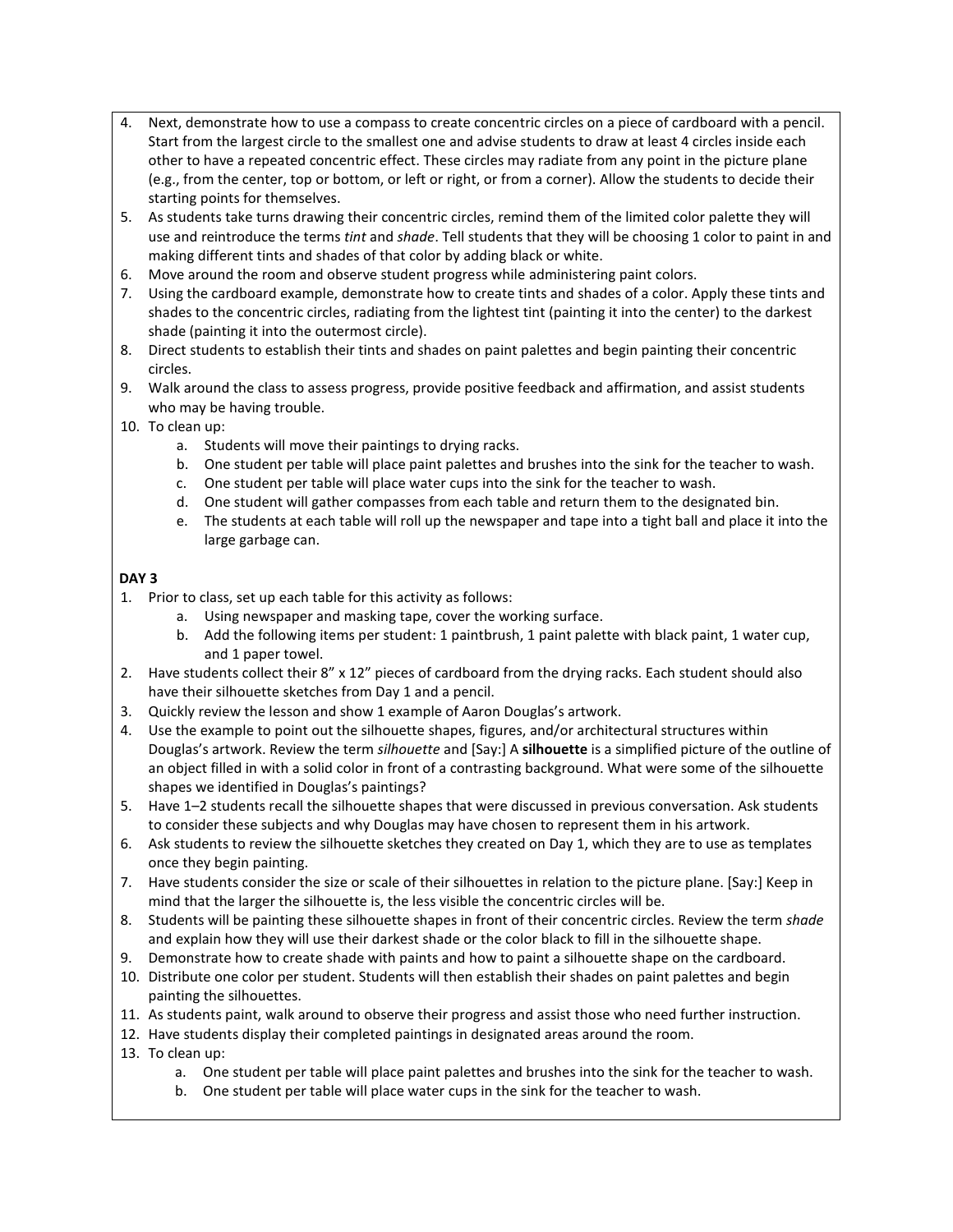4. Next, demonstrate how to use a compass to create concentric circles on a piece of cardboard with a pencil. Start from the largest circle to the smallest one and advise students to draw at least 4 circles inside each other to have a repeated concentric effect. These circles may radiate from any point in the picture plane (e.g., from the center, top or bottom, or left or right, or from a corner). Allow the students to decide their starting points for themselves.
5. As students take turns drawing their concentric circles, remind them of the limited color palette they will use and reintroduce the terms *tint* and *shade*. Tell students that they will be choosing 1 color to paint in and making different tints and shades of that color by adding black or white.
6. Move around the room and observe student progress while administering paint colors.
7. Using the cardboard example, demonstrate how to create tints and shades of a color. Apply these tints and shades to the concentric circles, radiating from the lightest tint (painting it into the center) to the darkest shade (painting it into the outermost circle).
8. Direct students to establish their tints and shades on paint palettes and begin painting their concentric circles.
9. Walk around the class to assess progress, provide positive feedback and affirmation, and assist students who may be having trouble.
10. To clean up:
    a. Students will move their paintings to drying racks.
    b. One student per table will place paint palettes and brushes into the sink for the teacher to wash.
    c. One student per table will place water cups into the sink for the teacher to wash.
    d. One student will gather compasses from each table and return them to the designated bin.
    e. The students at each table will roll up the newspaper and tape into a tight ball and place it into the large garbage can.

**DAY 3**

1. Prior to class, set up each table for this activity as follows:
    a. Using newspaper and masking tape, cover the working surface.
    b. Add the following items per student: 1 paintbrush, 1 paint palette with black paint, 1 water cup, and 1 paper towel.
2. Have students collect their 8" x 12" pieces of cardboard from the drying racks. Each student should also have their silhouette sketches from Day 1 and a pencil.
3. Quickly review the lesson and show 1 example of Aaron Douglas's artwork.
4. Use the example to point out the silhouette shapes, figures, and/or architectural structures within Douglas's artwork. Review the term *silhouette* and [Say:] A **silhouette** is a simplified picture of the outline of an object filled in with a solid color in front of a contrasting background. What were some of the silhouette shapes we identified in Douglas's paintings?
5. Have 1–2 students recall the silhouette shapes that were discussed in previous conversation. Ask students to consider these subjects and why Douglas may have chosen to represent them in his artwork.
6. Ask students to review the silhouette sketches they created on Day 1, which they are to use as templates once they begin painting.
7. Have students consider the size or scale of their silhouettes in relation to the picture plane. [Say:] Keep in mind that the larger the silhouette is, the less visible the concentric circles will be.
8. Students will be painting these silhouette shapes in front of their concentric circles. Review the term *shade* and explain how they will use their darkest shade or the color black to fill in the silhouette shape.
9. Demonstrate how to create shade with paints and how to paint a silhouette shape on the cardboard.
10. Distribute one color per student. Students will then establish their shades on paint palettes and begin painting the silhouettes.
11. As students paint, walk around to observe their progress and assist those who need further instruction.
12. Have students display their completed paintings in designated areas around the room.
13. To clean up:
    a. One student per table will place paint palettes and brushes into the sink for the teacher to wash.
    b. One student per table will place water cups in the sink for the teacher to wash.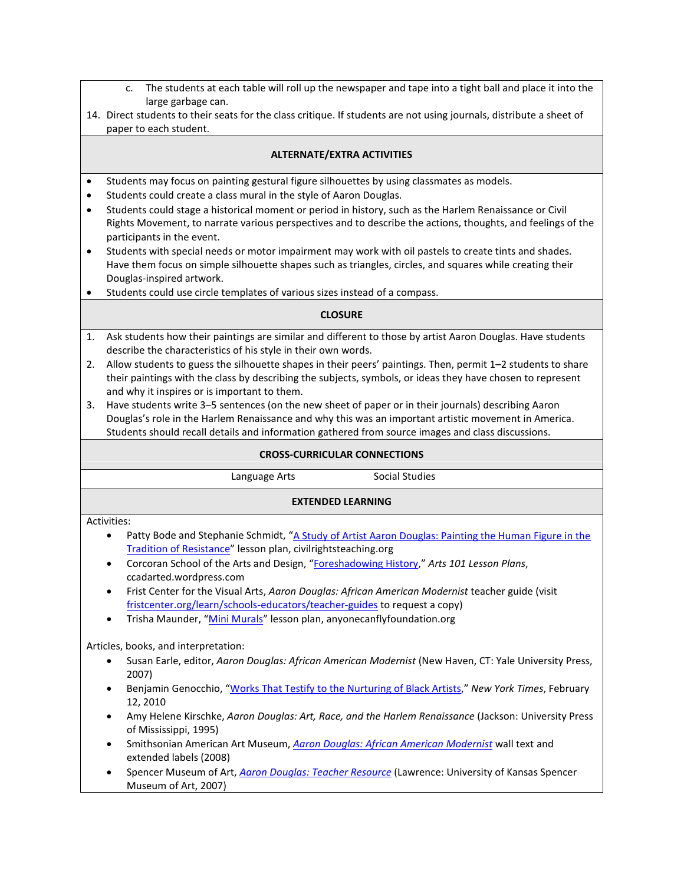c. The students at each table will roll up the newspaper and tape into a tight ball and place it into the large garbage can.

14. Direct students to their seats for the class critique. If students are not using journals, distribute a sheet of paper to each student.

## ALTERNATE/EXTRA ACTIVITIES

- Students may focus on painting gestural figure silhouettes by using classmates as models.
- Students could create a class mural in the style of Aaron Douglas.
- Students could stage a historical moment or period in history, such as the Harlem Renaissance or Civil Rights Movement, to narrate various perspectives and to describe the actions, thoughts, and feelings of the participants in the event.
- Students with special needs or motor impairment may work with oil pastels to create tints and shades. Have them focus on simple silhouette shapes such as triangles, circles, and squares while creating their Douglas-inspired artwork.
- Students could use circle templates of various sizes instead of a compass.

## CLOSURE

1. Ask students how their paintings are similar and different to those by artist Aaron Douglas. Have students describe the characteristics of his style in their own words.
2. Allow students to guess the silhouette shapes in their peers' paintings. Then, permit 1–2 students to share their paintings with the class by describing the subjects, symbols, or ideas they have chosen to represent and why it inspires or is important to them.
3. Have students write 3–5 sentences (on the new sheet of paper or in their journals) describing Aaron Douglas's role in the Harlem Renaissance and why this was an important artistic movement in America. Students should recall details and information gathered from source images and class discussions.

## CROSS-CURRICULAR CONNECTIONS

Language Arts    Social Studies

## EXTENDED LEARNING

Activities:

- Patty Bode and Stephanie Schmidt, "A Study of Artist Aaron Douglas: Painting the Human Figure in the Tradition of Resistance" lesson plan, civilrightsteaching.org
- Corcoran School of the Arts and Design, "Foreshadowing History," *Arts 101 Lesson Plans*, ccadarted.wordpress.com
- Frist Center for the Visual Arts, *Aaron Douglas: African American Modernist* teacher guide (visit fristcenter.org/learn/schools-educators/teacher-guides to request a copy)
- Trisha Maunder, "Mini Murals" lesson plan, anyonecanflyfoundation.org

Articles, books, and interpretation:

- Susan Earle, editor, *Aaron Douglas: African American Modernist* (New Haven, CT: Yale University Press, 2007)
- Benjamin Genocchio, "Works That Testify to the Nurturing of Black Artists," *New York Times*, February 12, 2010
- Amy Helene Kirschke, *Aaron Douglas: Art, Race, and the Harlem Renaissance* (Jackson: University Press of Mississippi, 1995)
- Smithsonian American Art Museum, *Aaron Douglas: African American Modernist* wall text and extended labels (2008)
- Spencer Museum of Art, *Aaron Douglas: Teacher Resource* (Lawrence: University of Kansas Spencer Museum of Art, 2007)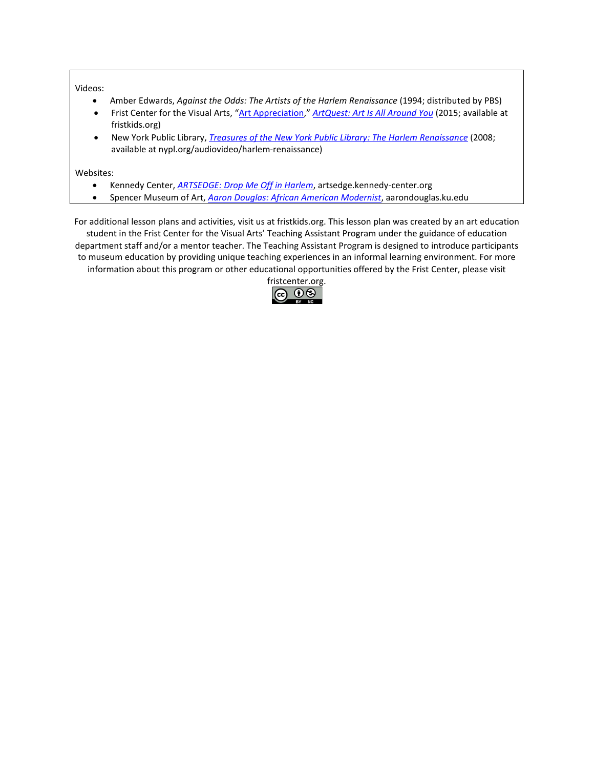Videos:

- Amber Edwards, *Against the Odds: The Artists of the Harlem Renaissance* (1994; distributed by PBS)
- Frist Center for the Visual Arts, "Art Appreciation," *ArtQuest: Art Is All Around You* (2015; available at fristkids.org)
- New York Public Library, *Treasures of the New York Public Library: The Harlem Renaissance* (2008; available at nypl.org/audiovideo/harlem-renaissance)

Websites:

- Kennedy Center, *ARTSEDGE: Drop Me Off in Harlem*, artsedge.kennedy-center.org
- Spencer Museum of Art, *Aaron Douglas: African American Modernist*, aarondouglas.ku.edu

For additional lesson plans and activities, visit us at fristkids.org. This lesson plan was created by an art education student in the Frist Center for the Visual Arts' Teaching Assistant Program under the guidance of education department staff and/or a mentor teacher. The Teaching Assistant Program is designed to introduce participants to museum education by providing unique teaching experiences in an informal learning environment. For more information about this program or other educational opportunities offered by the Frist Center, please visit fristcenter.org.